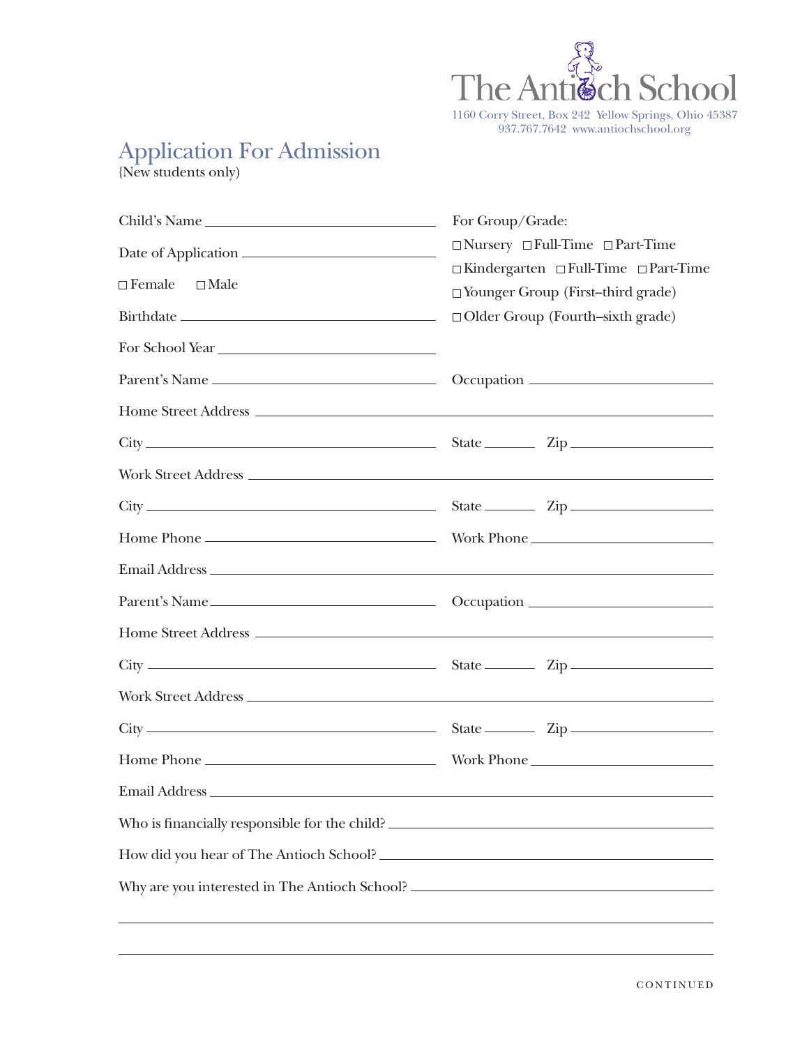The Antioch School
1160 Corry Street, Box 242 Yellow Springs, Ohio 45387
937.767.7642 www.antiochschool.org

# Application For Admission

{New students only)

Child's Name ______________________

Date of Application ______________________

☐ Female ☐ Male

Birthdate ______________________

For School Year ______________________

For Group/Grade:

☐ Nursery ☐ Full-Time ☐ Part-Time

☐ Kindergarten ☐ Full-Time ☐ Part-Time

☐ Younger Group (First–third grade)

☐ Older Group (Fourth–sixth grade)

Parent's Name ______________________ Occupation ______________________

Home Street Address ______________________

City ______________________ State ________ Zip ______________________

Work Street Address ______________________

City ______________________ State ________ Zip ______________________

Home Phone ______________________ Work Phone ______________________

Email Address ______________________

Parent's Name ______________________ Occupation ______________________

Home Street Address ______________________

City ______________________ State ________ Zip ______________________

Work Street Address ______________________

City ______________________ State ________ Zip ______________________

Home Phone ______________________ Work Phone ______________________

Email Address ______________________

Who is financially responsible for the child? ______________________

How did you hear of The Antioch School? ______________________

Why are you interested in The Antioch School? ______________________

______________________

______________________

CONTINUED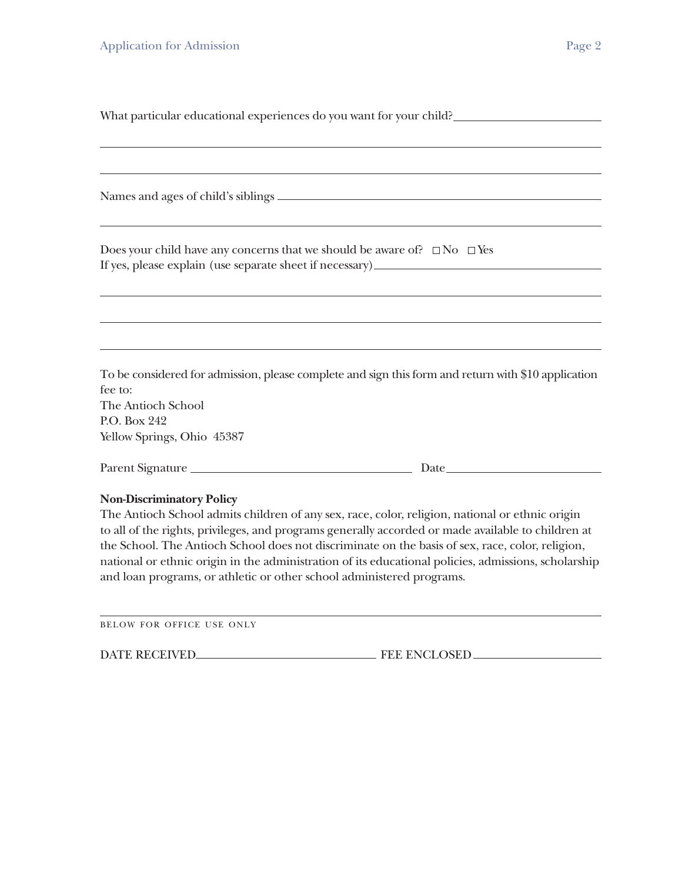What particular educational experiences do you want for your child? ______________________

______________________________________________________________________

______________________________________________________________________

Names and ages of child's siblings ______________________________________________

______________________________________________________________________

Does your child have any concerns that we should be aware of? ☐ No ☐ Yes
If yes, please explain (use separate sheet if necessary) ______________________________

______________________________________________________________________

______________________________________________________________________

______________________________________________________________________

To be considered for admission, please complete and sign this form and return with $10 application fee to:
The Antioch School
P.O. Box 242
Yellow Springs, Ohio 45387

Parent Signature ______________________________ Date ______________________

**Non-Discriminatory Policy**
The Antioch School admits children of any sex, race, color, religion, national or ethnic origin to all of the rights, privileges, and programs generally accorded or made available to children at the School. The Antioch School does not discriminate on the basis of sex, race, color, religion, national or ethnic origin in the administration of its educational policies, admissions, scholarship and loan programs, or athletic or other school administered programs.

---

BELOW FOR OFFICE USE ONLY

DATE RECEIVED ______________________ FEE ENCLOSED ______________________